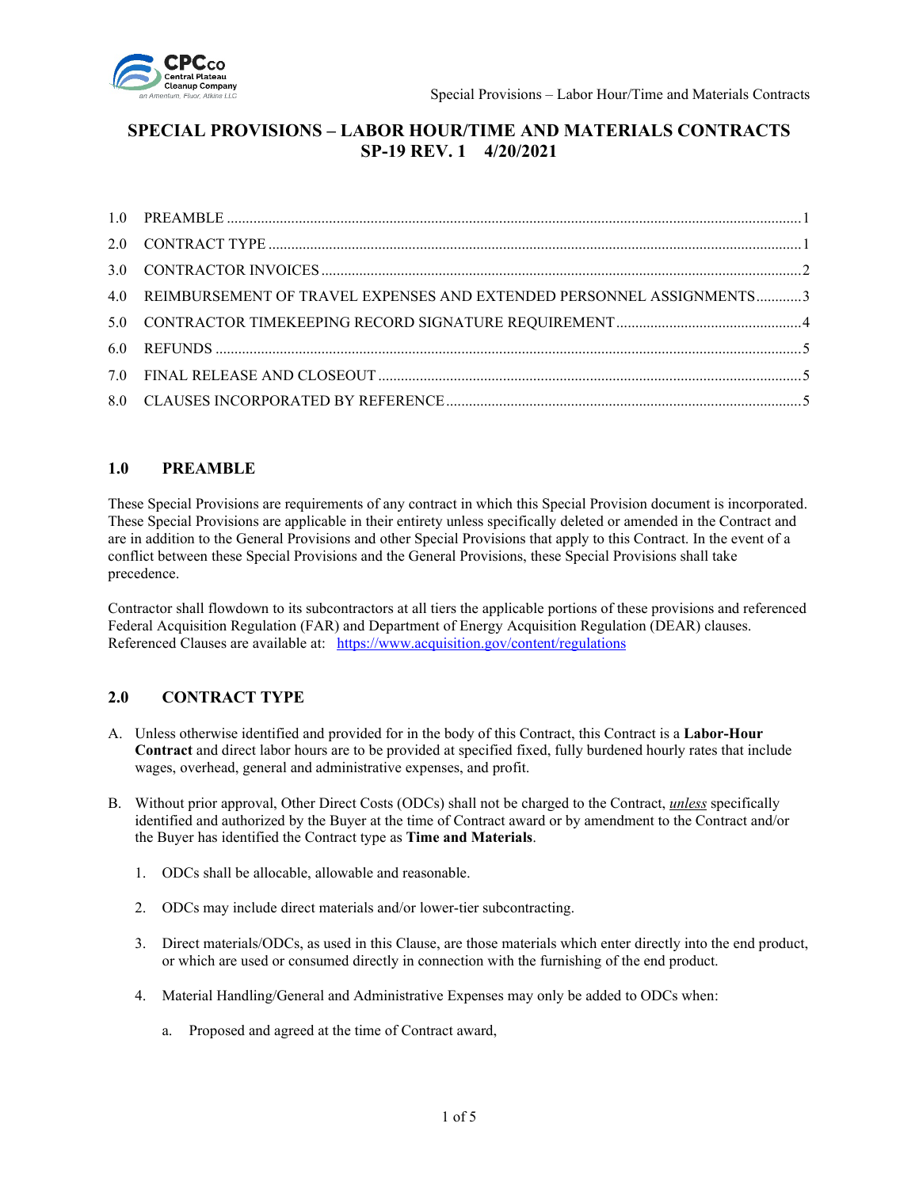# SPECIAL PROVISIONS – LABOR HOUR/TIME AND MATERIALS CONTRACTS
## SP-19 REV. 1 4/20/2021

1.0 PREAMBLE ........................................ 1
2.0 CONTRACT TYPE ........................................ 1
3.0 CONTRACTOR INVOICES ........................................ 2
4.0 REIMBURSEMENT OF TRAVEL EXPENSES AND EXTENDED PERSONNEL ASSIGNMENTS ........ 3
5.0 CONTRACTOR TIMEKEEPING RECORD SIGNATURE REQUIREMENT ........................ 4
6.0 REFUNDS ........................................ 5
7.0 FINAL RELEASE AND CLOSEOUT ........................................ 5
8.0 CLAUSES INCORPORATED BY REFERENCE ........................................ 5

## 1.0 PREAMBLE

These Special Provisions are requirements of any contract in which this Special Provision document is incorporated. These Special Provisions are applicable in their entirety unless specifically deleted or amended in the Contract and are in addition to the General Provisions and other Special Provisions that apply to this Contract. In the event of a conflict between these Special Provisions and the General Provisions, these Special Provisions shall take precedence.

Contractor shall flowdown to its subcontractors at all tiers the applicable portions of these provisions and referenced Federal Acquisition Regulation (FAR) and Department of Energy Acquisition Regulation (DEAR) clauses. Referenced Clauses are available at: https://www.acquisition.gov/content/regulations

## 2.0 CONTRACT TYPE

A. Unless otherwise identified and provided for in the body of this Contract, this Contract is a **Labor-Hour Contract** and direct labor hours are to be provided at specified fixed, fully burdened hourly rates that include wages, overhead, general and administrative expenses, and profit.

B. Without prior approval, Other Direct Costs (ODCs) shall not be charged to the Contract, ***unless*** specifically identified and authorized by the Buyer at the time of Contract award or by amendment to the Contract and/or the Buyer has identified the Contract type as **Time and Materials**.

   1. ODCs shall be allocable, allowable and reasonable.

   2. ODCs may include direct materials and/or lower-tier subcontracting.

   3. Direct materials/ODCs, as used in this Clause, are those materials which enter directly into the end product, or which are used or consumed directly in connection with the furnishing of the end product.

   4. Material Handling/General and Administrative Expenses may only be added to ODCs when:

      a. Proposed and agreed at the time of Contract award,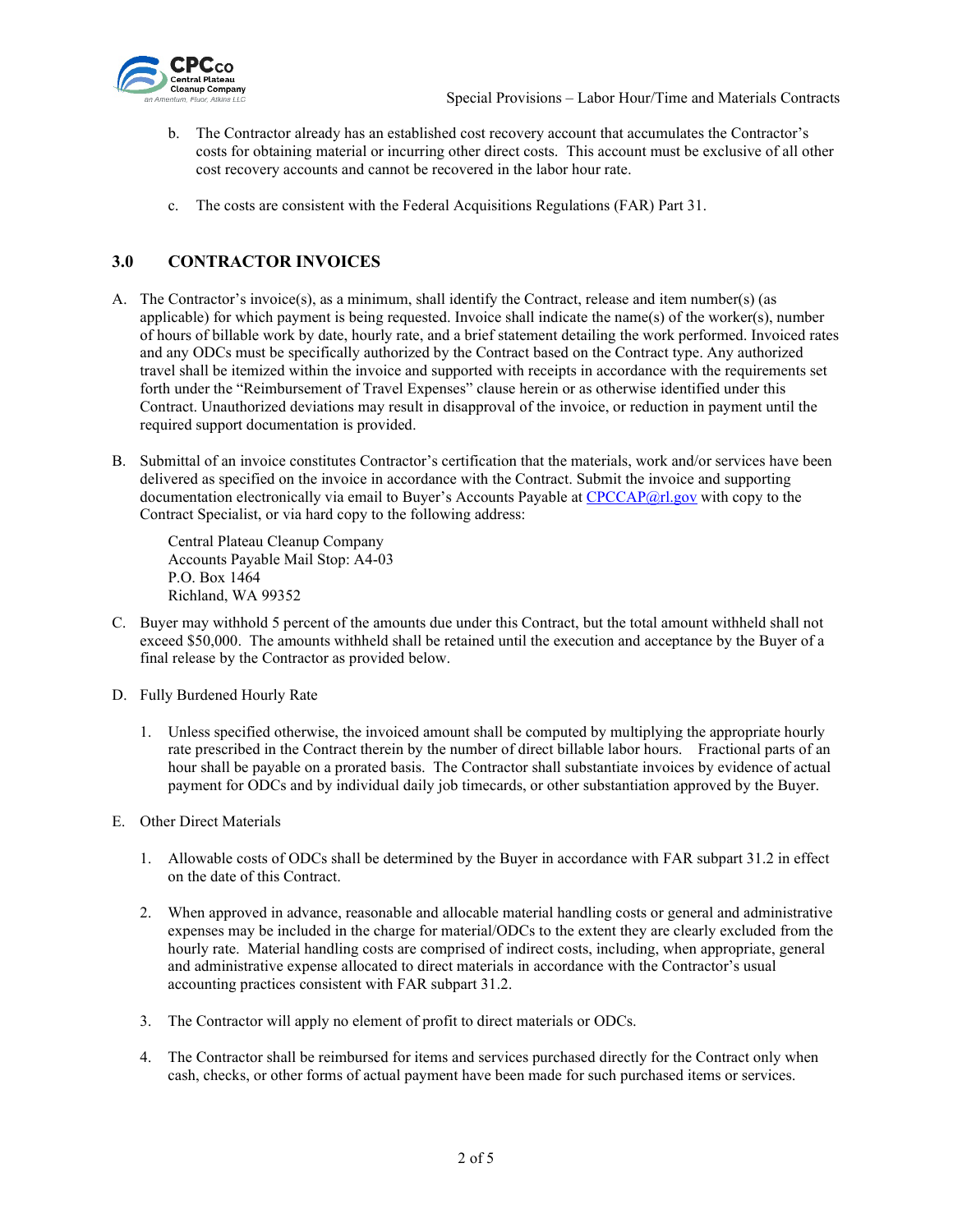b. The Contractor already has an established cost recovery account that accumulates the Contractor's costs for obtaining material or incurring other direct costs. This account must be exclusive of all other cost recovery accounts and cannot be recovered in the labor hour rate.

c. The costs are consistent with the Federal Acquisitions Regulations (FAR) Part 31.

## 3.0 CONTRACTOR INVOICES

A. The Contractor's invoice(s), as a minimum, shall identify the Contract, release and item number(s) (as applicable) for which payment is being requested. Invoice shall indicate the name(s) of the worker(s), number of hours of billable work by date, hourly rate, and a brief statement detailing the work performed. Invoiced rates and any ODCs must be specifically authorized by the Contract based on the Contract type. Any authorized travel shall be itemized within the invoice and supported with receipts in accordance with the requirements set forth under the "Reimbursement of Travel Expenses" clause herein or as otherwise identified under this Contract. Unauthorized deviations may result in disapproval of the invoice, or reduction in payment until the required support documentation is provided.

B. Submittal of an invoice constitutes Contractor's certification that the materials, work and/or services have been delivered as specified on the invoice in accordance with the Contract. Submit the invoice and supporting documentation electronically via email to Buyer's Accounts Payable at CPCCAP@rl.gov with copy to the Contract Specialist, or via hard copy to the following address:

   Central Plateau Cleanup Company
   Accounts Payable Mail Stop: A4-03
   P.O. Box 1464
   Richland, WA 99352

C. Buyer may withhold 5 percent of the amounts due under this Contract, but the total amount withheld shall not exceed $50,000. The amounts withheld shall be retained until the execution and acceptance by the Buyer of a final release by the Contractor as provided below.

D. Fully Burdened Hourly Rate

   1. Unless specified otherwise, the invoiced amount shall be computed by multiplying the appropriate hourly rate prescribed in the Contract therein by the number of direct billable labor hours. Fractional parts of an hour shall be payable on a prorated basis. The Contractor shall substantiate invoices by evidence of actual payment for ODCs and by individual daily job timecards, or other substantiation approved by the Buyer.

E. Other Direct Materials

   1. Allowable costs of ODCs shall be determined by the Buyer in accordance with FAR subpart 31.2 in effect on the date of this Contract.

   2. When approved in advance, reasonable and allocable material handling costs or general and administrative expenses may be included in the charge for material/ODCs to the extent they are clearly excluded from the hourly rate. Material handling costs are comprised of indirect costs, including, when appropriate, general and administrative expense allocated to direct materials in accordance with the Contractor's usual accounting practices consistent with FAR subpart 31.2.

   3. The Contractor will apply no element of profit to direct materials or ODCs.

   4. The Contractor shall be reimbursed for items and services purchased directly for the Contract only when cash, checks, or other forms of actual payment have been made for such purchased items or services.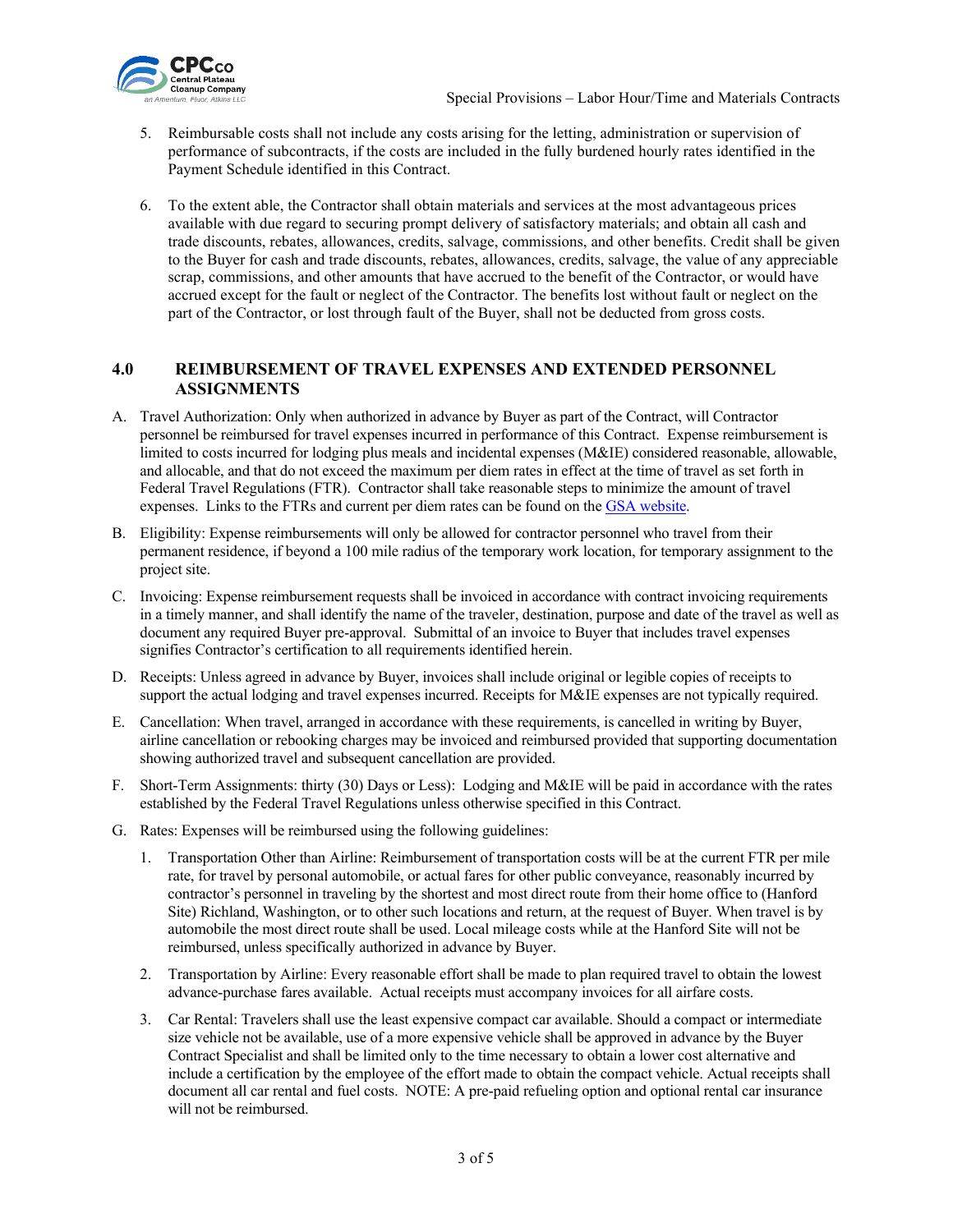5. Reimbursable costs shall not include any costs arising for the letting, administration or supervision of performance of subcontracts, if the costs are included in the fully burdened hourly rates identified in the Payment Schedule identified in this Contract.

6. To the extent able, the Contractor shall obtain materials and services at the most advantageous prices available with due regard to securing prompt delivery of satisfactory materials; and obtain all cash and trade discounts, rebates, allowances, credits, salvage, commissions, and other benefits. Credit shall be given to the Buyer for cash and trade discounts, rebates, allowances, credits, salvage, the value of any appreciable scrap, commissions, and other amounts that have accrued to the benefit of the Contractor, or would have accrued except for the fault or neglect of the Contractor. The benefits lost without fault or neglect on the part of the Contractor, or lost through fault of the Buyer, shall not be deducted from gross costs.

## 4.0 REIMBURSEMENT OF TRAVEL EXPENSES AND EXTENDED PERSONNEL ASSIGNMENTS

A. Travel Authorization: Only when authorized in advance by Buyer as part of the Contract, will Contractor personnel be reimbursed for travel expenses incurred in performance of this Contract. Expense reimbursement is limited to costs incurred for lodging plus meals and incidental expenses (M&IE) considered reasonable, allowable, and allocable, and that do not exceed the maximum per diem rates in effect at the time of travel as set forth in Federal Travel Regulations (FTR). Contractor shall take reasonable steps to minimize the amount of travel expenses. Links to the FTRs and current per diem rates can be found on the GSA website.

B. Eligibility: Expense reimbursements will only be allowed for contractor personnel who travel from their permanent residence, if beyond a 100 mile radius of the temporary work location, for temporary assignment to the project site.

C. Invoicing: Expense reimbursement requests shall be invoiced in accordance with contract invoicing requirements in a timely manner, and shall identify the name of the traveler, destination, purpose and date of the travel as well as document any required Buyer pre-approval. Submittal of an invoice to Buyer that includes travel expenses signifies Contractor's certification to all requirements identified herein.

D. Receipts: Unless agreed in advance by Buyer, invoices shall include original or legible copies of receipts to support the actual lodging and travel expenses incurred. Receipts for M&IE expenses are not typically required.

E. Cancellation: When travel, arranged in accordance with these requirements, is cancelled in writing by Buyer, airline cancellation or rebooking charges may be invoiced and reimbursed provided that supporting documentation showing authorized travel and subsequent cancellation are provided.

F. Short-Term Assignments: thirty (30) Days or Less): Lodging and M&IE will be paid in accordance with the rates established by the Federal Travel Regulations unless otherwise specified in this Contract.

G. Rates: Expenses will be reimbursed using the following guidelines:

   1. Transportation Other than Airline: Reimbursement of transportation costs will be at the current FTR per mile rate, for travel by personal automobile, or actual fares for other public conveyance, reasonably incurred by contractor's personnel in traveling by the shortest and most direct route from their home office to (Hanford Site) Richland, Washington, or to other such locations and return, at the request of Buyer. When travel is by automobile the most direct route shall be used. Local mileage costs while at the Hanford Site will not be reimbursed, unless specifically authorized in advance by Buyer.

   2. Transportation by Airline: Every reasonable effort shall be made to plan required travel to obtain the lowest advance-purchase fares available. Actual receipts must accompany invoices for all airfare costs.

   3. Car Rental: Travelers shall use the least expensive compact car available. Should a compact or intermediate size vehicle not be available, use of a more expensive vehicle shall be approved in advance by the Buyer Contract Specialist and shall be limited only to the time necessary to obtain a lower cost alternative and include a certification by the employee of the effort made to obtain the compact vehicle. Actual receipts shall document all car rental and fuel costs. NOTE: A pre-paid refueling option and optional rental car insurance will not be reimbursed.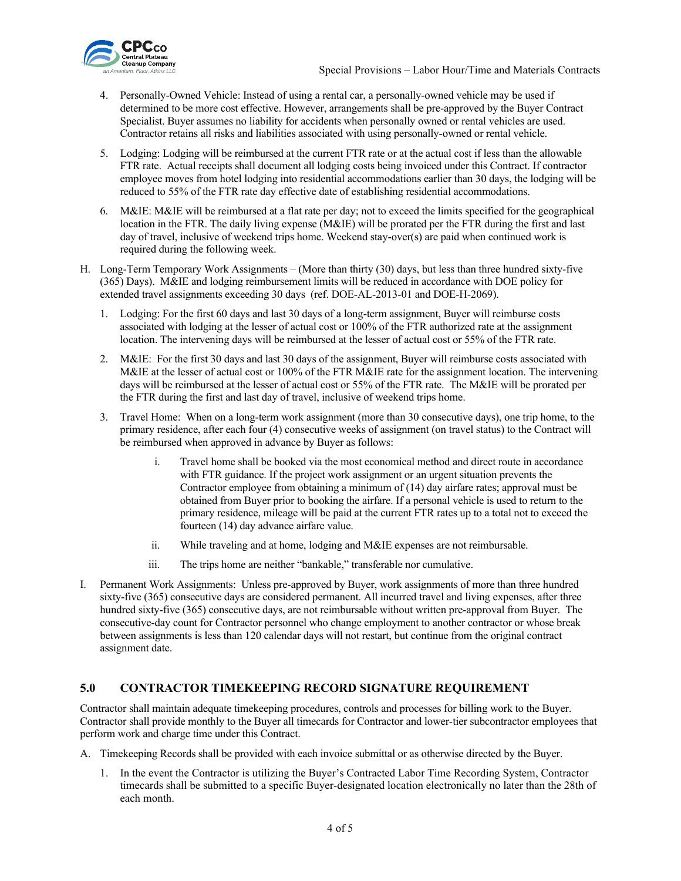4. Personally-Owned Vehicle: Instead of using a rental car, a personally-owned vehicle may be used if determined to be more cost effective. However, arrangements shall be pre-approved by the Buyer Contract Specialist. Buyer assumes no liability for accidents when personally owned or rental vehicles are used. Contractor retains all risks and liabilities associated with using personally-owned or rental vehicle.

5. Lodging: Lodging will be reimbursed at the current FTR rate or at the actual cost if less than the allowable FTR rate. Actual receipts shall document all lodging costs being invoiced under this Contract. If contractor employee moves from hotel lodging into residential accommodations earlier than 30 days, the lodging will be reduced to 55% of the FTR rate day effective date of establishing residential accommodations.

6. M&IE: M&IE will be reimbursed at a flat rate per day; not to exceed the limits specified for the geographical location in the FTR. The daily living expense (M&IE) will be prorated per the FTR during the first and last day of travel, inclusive of weekend trips home. Weekend stay-over(s) are paid when continued work is required during the following week.

H. Long-Term Temporary Work Assignments – (More than thirty (30) days, but less than three hundred sixty-five (365) Days). M&IE and lodging reimbursement limits will be reduced in accordance with DOE policy for extended travel assignments exceeding 30 days (ref. DOE-AL-2013-01 and DOE-H-2069).

   1. Lodging: For the first 60 days and last 30 days of a long-term assignment, Buyer will reimburse costs associated with lodging at the lesser of actual cost or 100% of the FTR authorized rate at the assignment location. The intervening days will be reimbursed at the lesser of actual cost or 55% of the FTR rate.

   2. M&IE: For the first 30 days and last 30 days of the assignment, Buyer will reimburse costs associated with M&IE at the lesser of actual cost or 100% of the FTR M&IE rate for the assignment location. The intervening days will be reimbursed at the lesser of actual cost or 55% of the FTR rate. The M&IE will be prorated per the FTR during the first and last day of travel, inclusive of weekend trips home.

   3. Travel Home: When on a long-term work assignment (more than 30 consecutive days), one trip home, to the primary residence, after each four (4) consecutive weeks of assignment (on travel status) to the Contract will be reimbursed when approved in advance by Buyer as follows:

      i. Travel home shall be booked via the most economical method and direct route in accordance with FTR guidance. If the project work assignment or an urgent situation prevents the Contractor employee from obtaining a minimum of (14) day airfare rates; approval must be obtained from Buyer prior to booking the airfare. If a personal vehicle is used to return to the primary residence, mileage will be paid at the current FTR rates up to a total not to exceed the fourteen (14) day advance airfare value.

      ii. While traveling and at home, lodging and M&IE expenses are not reimbursable.

      iii. The trips home are neither "bankable," transferable nor cumulative.

I. Permanent Work Assignments: Unless pre-approved by Buyer, work assignments of more than three hundred sixty-five (365) consecutive days are considered permanent. All incurred travel and living expenses, after three hundred sixty-five (365) consecutive days, are not reimbursable without written pre-approval from Buyer. The consecutive-day count for Contractor personnel who change employment to another contractor or whose break between assignments is less than 120 calendar days will not restart, but continue from the original contract assignment date.

## 5.0 CONTRACTOR TIMEKEEPING RECORD SIGNATURE REQUIREMENT

Contractor shall maintain adequate timekeeping procedures, controls and processes for billing work to the Buyer. Contractor shall provide monthly to the Buyer all timecards for Contractor and lower-tier subcontractor employees that perform work and charge time under this Contract.

A. Timekeeping Records shall be provided with each invoice submittal or as otherwise directed by the Buyer.

   1. In the event the Contractor is utilizing the Buyer's Contracted Labor Time Recording System, Contractor timecards shall be submitted to a specific Buyer-designated location electronically no later than the 28th of each month.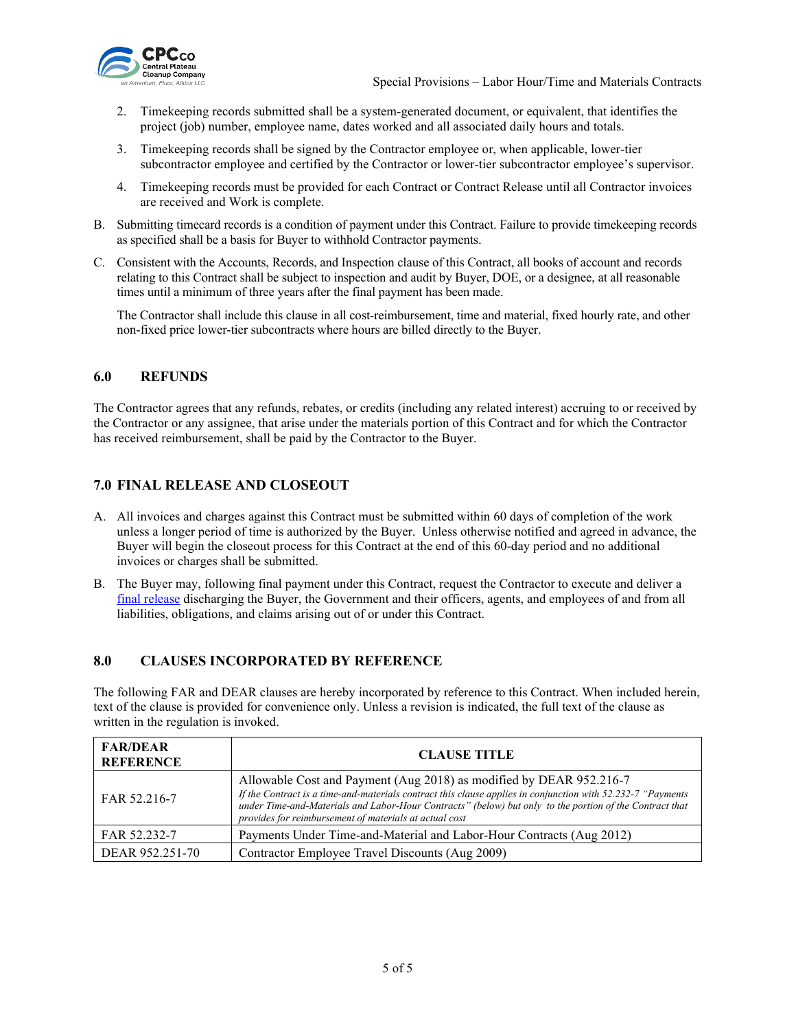2. Timekeeping records submitted shall be a system-generated document, or equivalent, that identifies the project (job) number, employee name, dates worked and all associated daily hours and totals.
3. Timekeeping records shall be signed by the Contractor employee or, when applicable, lower-tier subcontractor employee and certified by the Contractor or lower-tier subcontractor employee's supervisor.
4. Timekeeping records must be provided for each Contract or Contract Release until all Contractor invoices are received and Work is complete.

B. Submitting timecard records is a condition of payment under this Contract. Failure to provide timekeeping records as specified shall be a basis for Buyer to withhold Contractor payments.

C. Consistent with the Accounts, Records, and Inspection clause of this Contract, all books of account and records relating to this Contract shall be subject to inspection and audit by Buyer, DOE, or a designee, at all reasonable times until a minimum of three years after the final payment has been made.

The Contractor shall include this clause in all cost-reimbursement, time and material, fixed hourly rate, and other non-fixed price lower-tier subcontracts where hours are billed directly to the Buyer.

## 6.0 REFUNDS

The Contractor agrees that any refunds, rebates, or credits (including any related interest) accruing to or received by the Contractor or any assignee, that arise under the materials portion of this Contract and for which the Contractor has received reimbursement, shall be paid by the Contractor to the Buyer.

## 7.0 FINAL RELEASE AND CLOSEOUT

A. All invoices and charges against this Contract must be submitted within 60 days of completion of the work unless a longer period of time is authorized by the Buyer. Unless otherwise notified and agreed in advance, the Buyer will begin the closeout process for this Contract at the end of this 60-day period and no additional invoices or charges shall be submitted.

B. The Buyer may, following final payment under this Contract, request the Contractor to execute and deliver a final release discharging the Buyer, the Government and their officers, agents, and employees of and from all liabilities, obligations, and claims arising out of or under this Contract.

## 8.0 CLAUSES INCORPORATED BY REFERENCE

The following FAR and DEAR clauses are hereby incorporated by reference to this Contract. When included herein, text of the clause is provided for convenience only. Unless a revision is indicated, the full text of the clause as written in the regulation is invoked.

| FAR/DEAR REFERENCE | CLAUSE TITLE |
|---|---|
| FAR 52.216-7 | Allowable Cost and Payment (Aug 2018) as modified by DEAR 952.216-7<br>*If the Contract is a time-and-materials contract this clause applies in conjunction with 52.232-7 "Payments under Time-and-Materials and Labor-Hour Contracts" (below) but only to the portion of the Contract that provides for reimbursement of materials at actual cost* |
| FAR 52.232-7 | Payments Under Time-and-Material and Labor-Hour Contracts (Aug 2012) |
| DEAR 952.251-70 | Contractor Employee Travel Discounts (Aug 2009) |